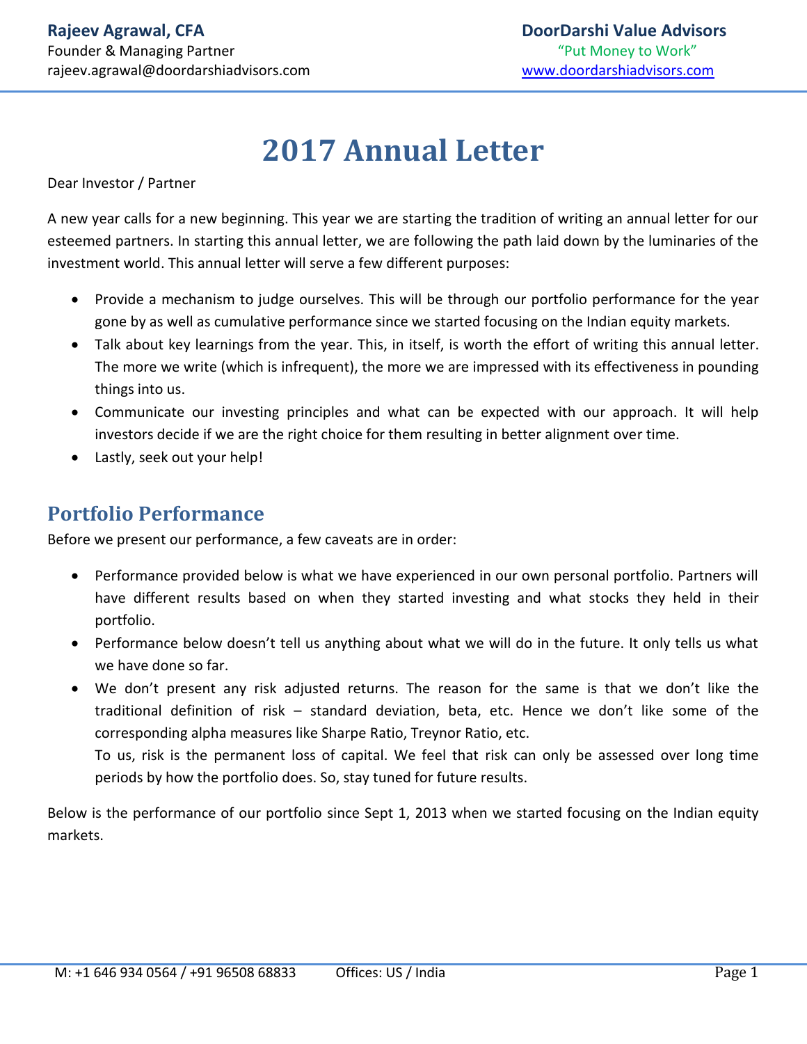**Rajeev Agrawal, CFA**
Founder & Managing Partner
rajeev.agrawal@doordarshiadvisors.com

**DoorDarshi Value Advisors**
"Put Money to Work"
www.doordarshiadvisors.com

# 2017 Annual Letter

Dear Investor / Partner

A new year calls for a new beginning. This year we are starting the tradition of writing an annual letter for our esteemed partners. In starting this annual letter, we are following the path laid down by the luminaries of the investment world. This annual letter will serve a few different purposes:

- Provide a mechanism to judge ourselves. This will be through our portfolio performance for the year gone by as well as cumulative performance since we started focusing on the Indian equity markets.
- Talk about key learnings from the year. This, in itself, is worth the effort of writing this annual letter. The more we write (which is infrequent), the more we are impressed with its effectiveness in pounding things into us.
- Communicate our investing principles and what can be expected with our approach. It will help investors decide if we are the right choice for them resulting in better alignment over time.
- Lastly, seek out your help!

## Portfolio Performance

Before we present our performance, a few caveats are in order:

- Performance provided below is what we have experienced in our own personal portfolio. Partners will have different results based on when they started investing and what stocks they held in their portfolio.
- Performance below doesn't tell us anything about what we will do in the future. It only tells us what we have done so far.
- We don't present any risk adjusted returns. The reason for the same is that we don't like the traditional definition of risk – standard deviation, beta, etc. Hence we don't like some of the corresponding alpha measures like Sharpe Ratio, Treynor Ratio, etc.
  To us, risk is the permanent loss of capital. We feel that risk can only be assessed over long time periods by how the portfolio does. So, stay tuned for future results.

Below is the performance of our portfolio since Sept 1, 2013 when we started focusing on the Indian equity markets.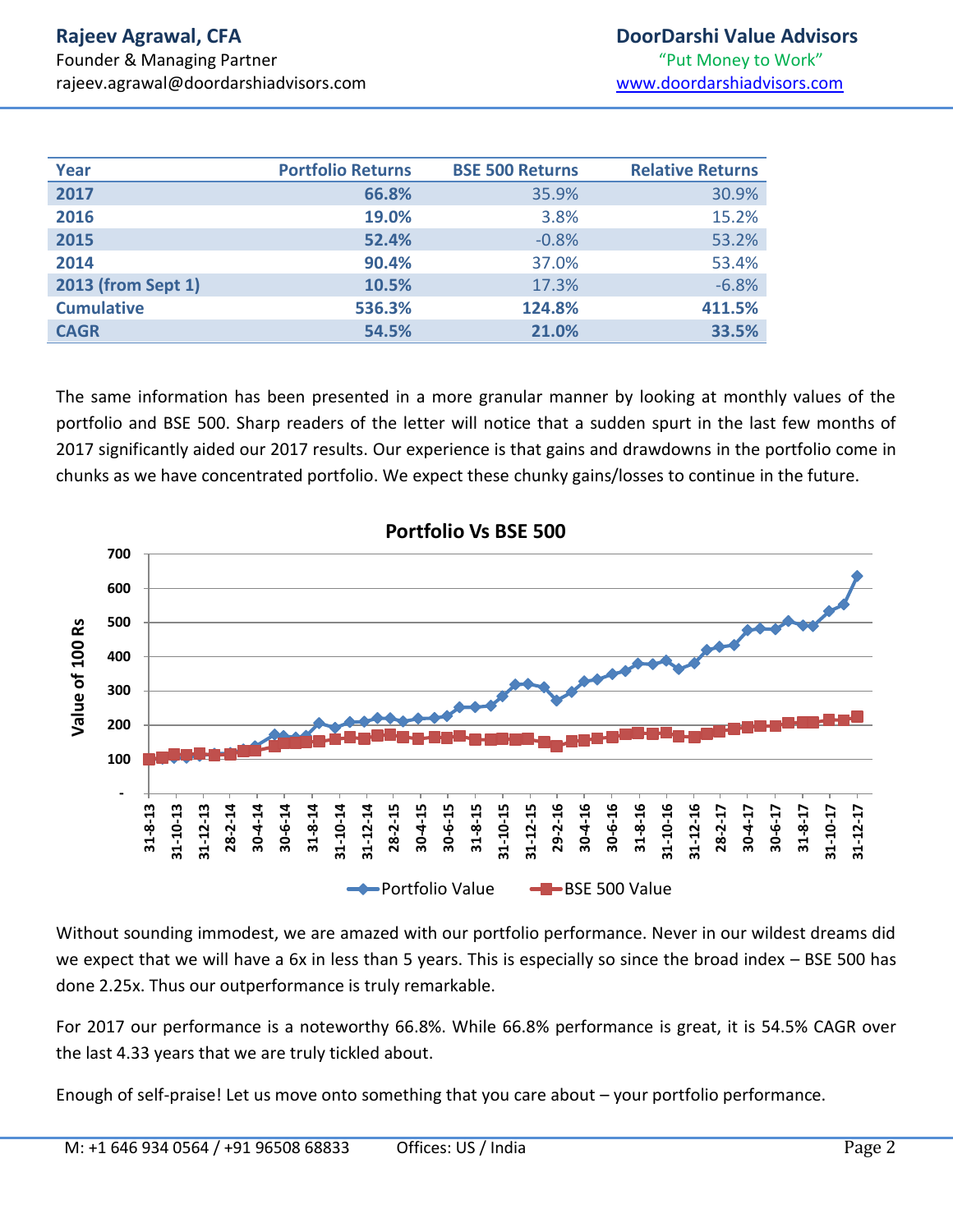| Year | Portfolio Returns | BSE 500 Returns | Relative Returns |
| --- | --- | --- | --- |
| **2017** | **66.8%** | 35.9% | 30.9% |
| **2016** | **19.0%** | 3.8% | 15.2% |
| **2015** | **52.4%** | -0.8% | 53.2% |
| **2014** | **90.4%** | 37.0% | 53.4% |
| **2013 (from Sept 1)** | **10.5%** | 17.3% | -6.8% |
| **Cumulative** | **536.3%** | **124.8%** | **411.5%** |
| **CAGR** | **54.5%** | **21.0%** | **33.5%** |

The same information has been presented in a more granular manner by looking at monthly values of the portfolio and BSE 500. Sharp readers of the letter will notice that a sudden spurt in the last few months of 2017 significantly aided our 2017 results. Our experience is that gains and drawdowns in the portfolio come in chunks as we have concentrated portfolio. We expect these chunky gains/losses to continue in the future.

**Portfolio Vs BSE 500**

Without sounding immodest, we are amazed with our portfolio performance. Never in our wildest dreams did we expect that we will have a 6x in less than 5 years. This is especially so since the broad index – BSE 500 has done 2.25x. Thus our outperformance is truly remarkable.

For 2017 our performance is a noteworthy 66.8%. While 66.8% performance is great, it is 54.5% CAGR over the last 4.33 years that we are truly tickled about.

Enough of self-praise! Let us move onto something that you care about – your portfolio performance.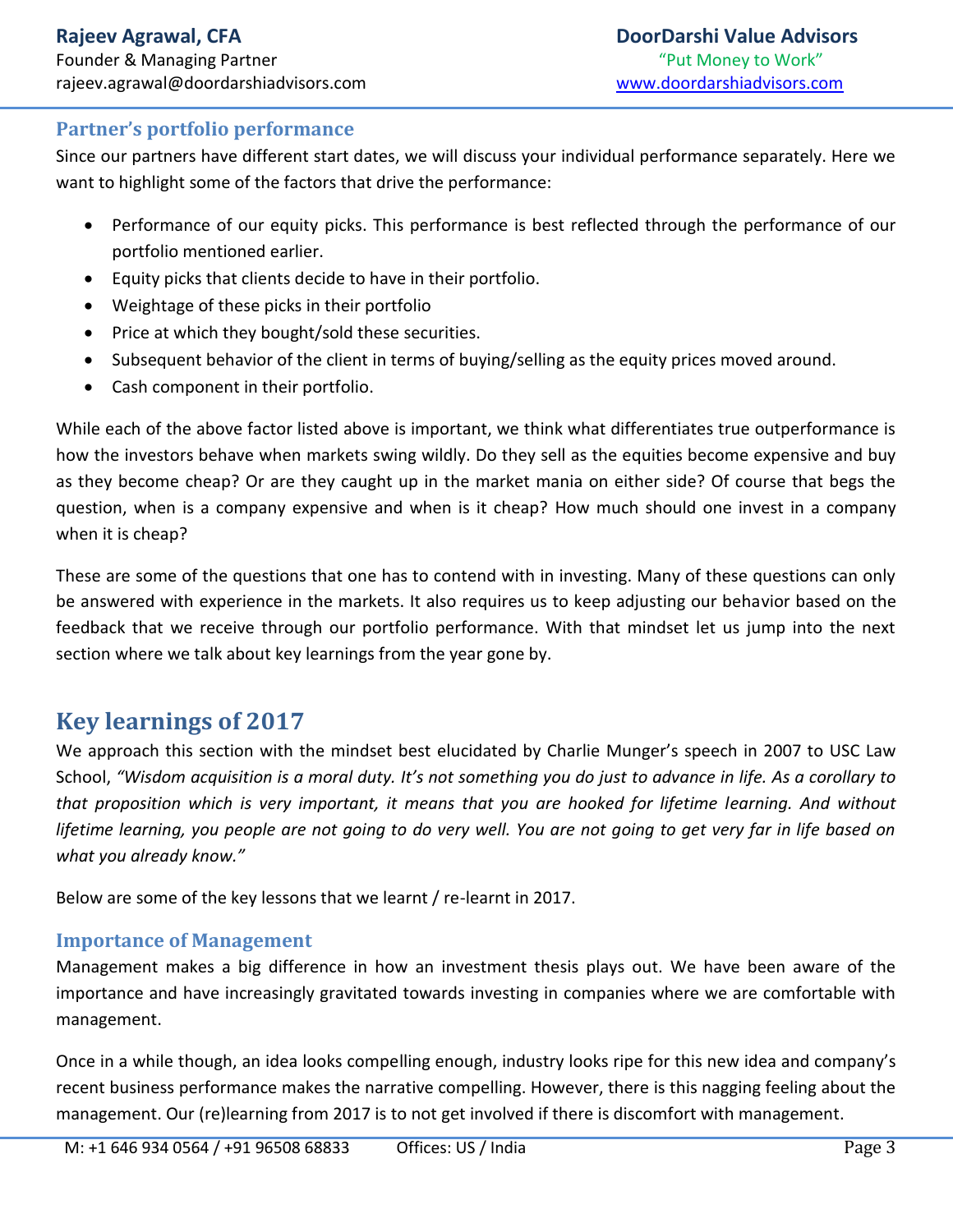### Partner's portfolio performance

Since our partners have different start dates, we will discuss your individual performance separately. Here we want to highlight some of the factors that drive the performance:

- Performance of our equity picks. This performance is best reflected through the performance of our portfolio mentioned earlier.
- Equity picks that clients decide to have in their portfolio.
- Weightage of these picks in their portfolio
- Price at which they bought/sold these securities.
- Subsequent behavior of the client in terms of buying/selling as the equity prices moved around.
- Cash component in their portfolio.

While each of the above factor listed above is important, we think what differentiates true outperformance is how the investors behave when markets swing wildly. Do they sell as the equities become expensive and buy as they become cheap? Or are they caught up in the market mania on either side? Of course that begs the question, when is a company expensive and when is it cheap? How much should one invest in a company when it is cheap?

These are some of the questions that one has to contend with in investing. Many of these questions can only be answered with experience in the markets. It also requires us to keep adjusting our behavior based on the feedback that we receive through our portfolio performance. With that mindset let us jump into the next section where we talk about key learnings from the year gone by.

## Key learnings of 2017

We approach this section with the mindset best elucidated by Charlie Munger's speech in 2007 to USC Law School, *"Wisdom acquisition is a moral duty. It's not something you do just to advance in life. As a corollary to that proposition which is very important, it means that you are hooked for lifetime learning. And without lifetime learning, you people are not going to do very well. You are not going to get very far in life based on what you already know."*

Below are some of the key lessons that we learnt / re-learnt in 2017.

### Importance of Management

Management makes a big difference in how an investment thesis plays out. We have been aware of the importance and have increasingly gravitated towards investing in companies where we are comfortable with management.

Once in a while though, an idea looks compelling enough, industry looks ripe for this new idea and company's recent business performance makes the narrative compelling. However, there is this nagging feeling about the management. Our (re)learning from 2017 is to not get involved if there is discomfort with management.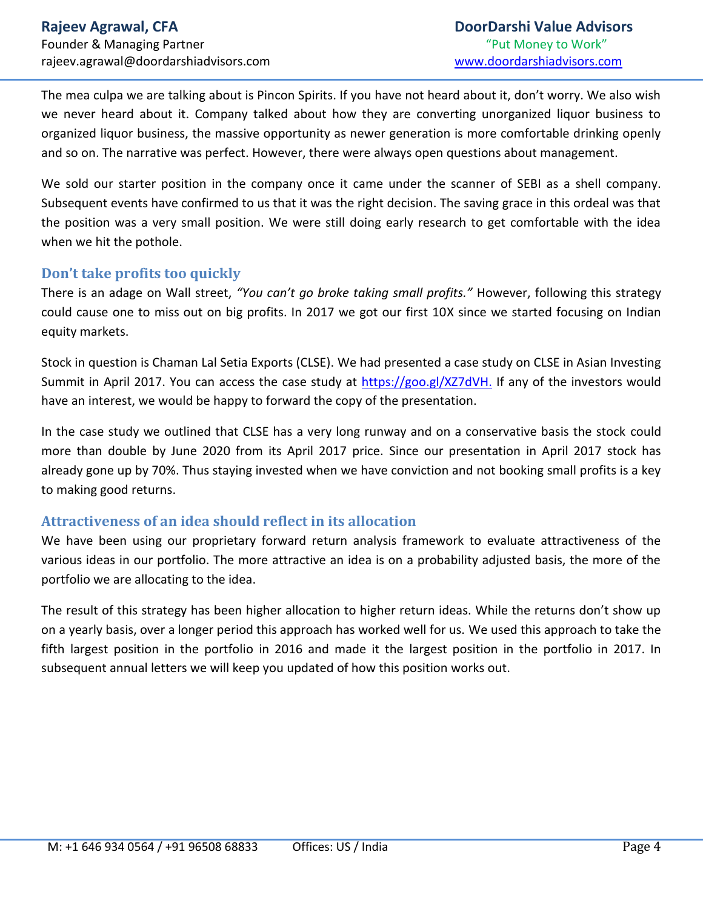The mea culpa we are talking about is Pincon Spirits. If you have not heard about it, don't worry. We also wish we never heard about it. Company talked about how they are converting unorganized liquor business to organized liquor business, the massive opportunity as newer generation is more comfortable drinking openly and so on. The narrative was perfect. However, there were always open questions about management.

We sold our starter position in the company once it came under the scanner of SEBI as a shell company. Subsequent events have confirmed to us that it was the right decision. The saving grace in this ordeal was that the position was a very small position. We were still doing early research to get comfortable with the idea when we hit the pothole.

### Don't take profits too quickly

There is an adage on Wall street, *"You can't go broke taking small profits."* However, following this strategy could cause one to miss out on big profits. In 2017 we got our first 10X since we started focusing on Indian equity markets.

Stock in question is Chaman Lal Setia Exports (CLSE). We had presented a case study on CLSE in Asian Investing Summit in April 2017. You can access the case study at [https://goo.gl/XZ7dVH.](https://goo.gl/XZ7dVH) If any of the investors would have an interest, we would be happy to forward the copy of the presentation.

In the case study we outlined that CLSE has a very long runway and on a conservative basis the stock could more than double by June 2020 from its April 2017 price. Since our presentation in April 2017 stock has already gone up by 70%. Thus staying invested when we have conviction and not booking small profits is a key to making good returns.

### Attractiveness of an idea should reflect in its allocation

We have been using our proprietary forward return analysis framework to evaluate attractiveness of the various ideas in our portfolio. The more attractive an idea is on a probability adjusted basis, the more of the portfolio we are allocating to the idea.

The result of this strategy has been higher allocation to higher return ideas. While the returns don't show up on a yearly basis, over a longer period this approach has worked well for us. We used this approach to take the fifth largest position in the portfolio in 2016 and made it the largest position in the portfolio in 2017. In subsequent annual letters we will keep you updated of how this position works out.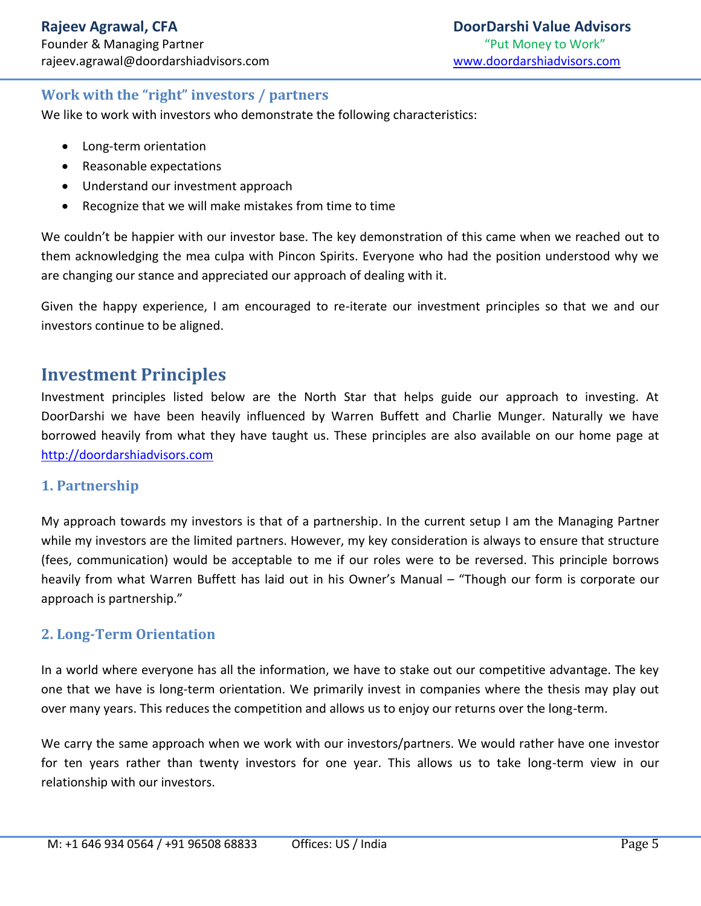## Work with the "right" investors / partners

We like to work with investors who demonstrate the following characteristics:

- Long-term orientation
- Reasonable expectations
- Understand our investment approach
- Recognize that we will make mistakes from time to time

We couldn't be happier with our investor base. The key demonstration of this came when we reached out to them acknowledging the mea culpa with Pincon Spirits. Everyone who had the position understood why we are changing our stance and appreciated our approach of dealing with it.

Given the happy experience, I am encouraged to re-iterate our investment principles so that we and our investors continue to be aligned.

# Investment Principles

Investment principles listed below are the North Star that helps guide our approach to investing. At DoorDarshi we have been heavily influenced by Warren Buffett and Charlie Munger. Naturally we have borrowed heavily from what they have taught us. These principles are also available on our home page at http://doordarshiadvisors.com

## 1. Partnership

My approach towards my investors is that of a partnership. In the current setup I am the Managing Partner while my investors are the limited partners. However, my key consideration is always to ensure that structure (fees, communication) would be acceptable to me if our roles were to be reversed. This principle borrows heavily from what Warren Buffett has laid out in his Owner's Manual – "Though our form is corporate our approach is partnership."

## 2. Long-Term Orientation

In a world where everyone has all the information, we have to stake out our competitive advantage. The key one that we have is long-term orientation. We primarily invest in companies where the thesis may play out over many years. This reduces the competition and allows us to enjoy our returns over the long-term.

We carry the same approach when we work with our investors/partners. We would rather have one investor for ten years rather than twenty investors for one year. This allows us to take long-term view in our relationship with our investors.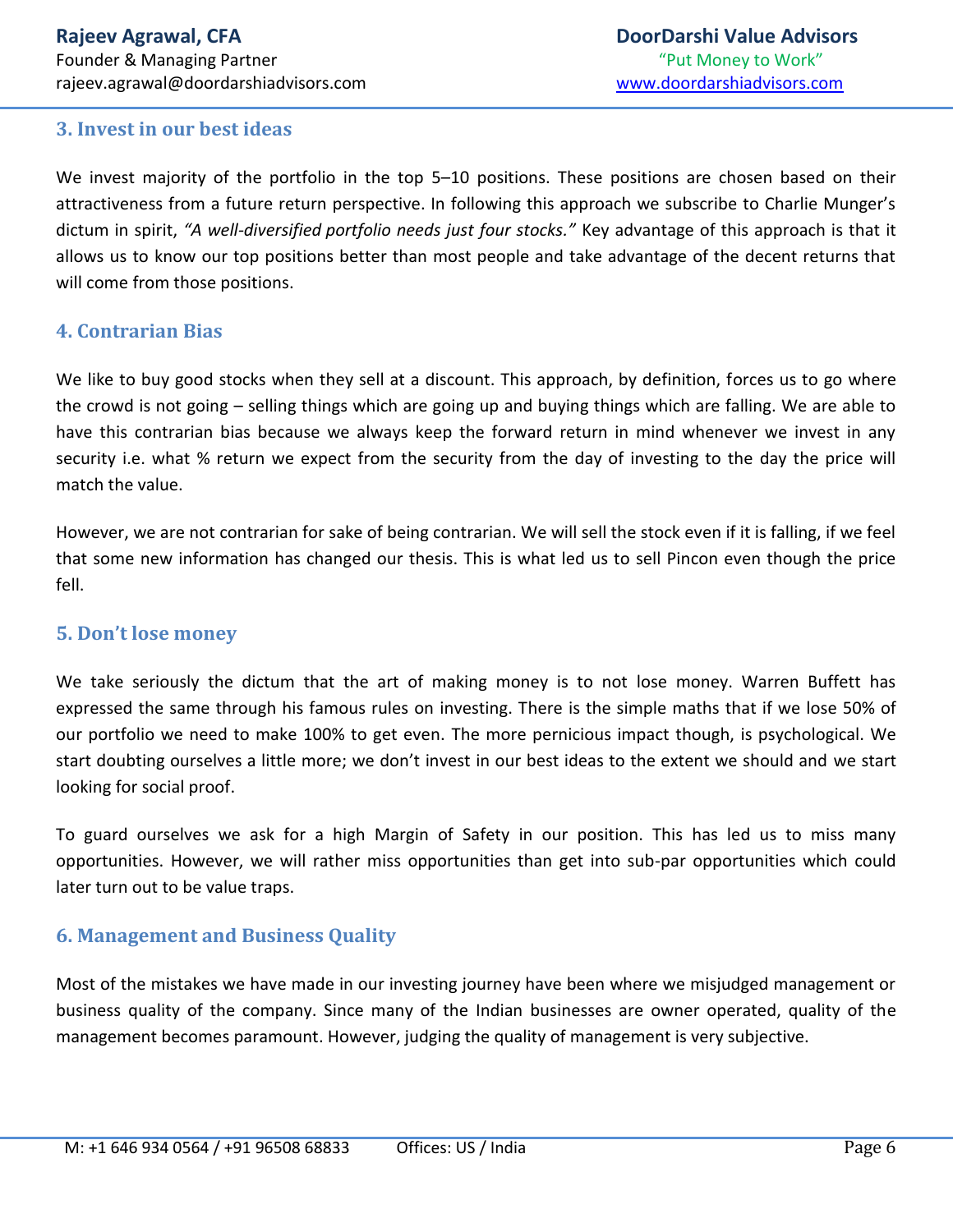### 3. Invest in our best ideas

We invest majority of the portfolio in the top 5–10 positions. These positions are chosen based on their attractiveness from a future return perspective. In following this approach we subscribe to Charlie Munger's dictum in spirit, *"A well-diversified portfolio needs just four stocks."* Key advantage of this approach is that it allows us to know our top positions better than most people and take advantage of the decent returns that will come from those positions.

### 4. Contrarian Bias

We like to buy good stocks when they sell at a discount. This approach, by definition, forces us to go where the crowd is not going – selling things which are going up and buying things which are falling. We are able to have this contrarian bias because we always keep the forward return in mind whenever we invest in any security i.e. what % return we expect from the security from the day of investing to the day the price will match the value.

However, we are not contrarian for sake of being contrarian. We will sell the stock even if it is falling, if we feel that some new information has changed our thesis. This is what led us to sell Pincon even though the price fell.

### 5. Don't lose money

We take seriously the dictum that the art of making money is to not lose money. Warren Buffett has expressed the same through his famous rules on investing. There is the simple maths that if we lose 50% of our portfolio we need to make 100% to get even. The more pernicious impact though, is psychological. We start doubting ourselves a little more; we don't invest in our best ideas to the extent we should and we start looking for social proof.

To guard ourselves we ask for a high Margin of Safety in our position. This has led us to miss many opportunities. However, we will rather miss opportunities than get into sub-par opportunities which could later turn out to be value traps.

### 6. Management and Business Quality

Most of the mistakes we have made in our investing journey have been where we misjudged management or business quality of the company. Since many of the Indian businesses are owner operated, quality of the management becomes paramount. However, judging the quality of management is very subjective.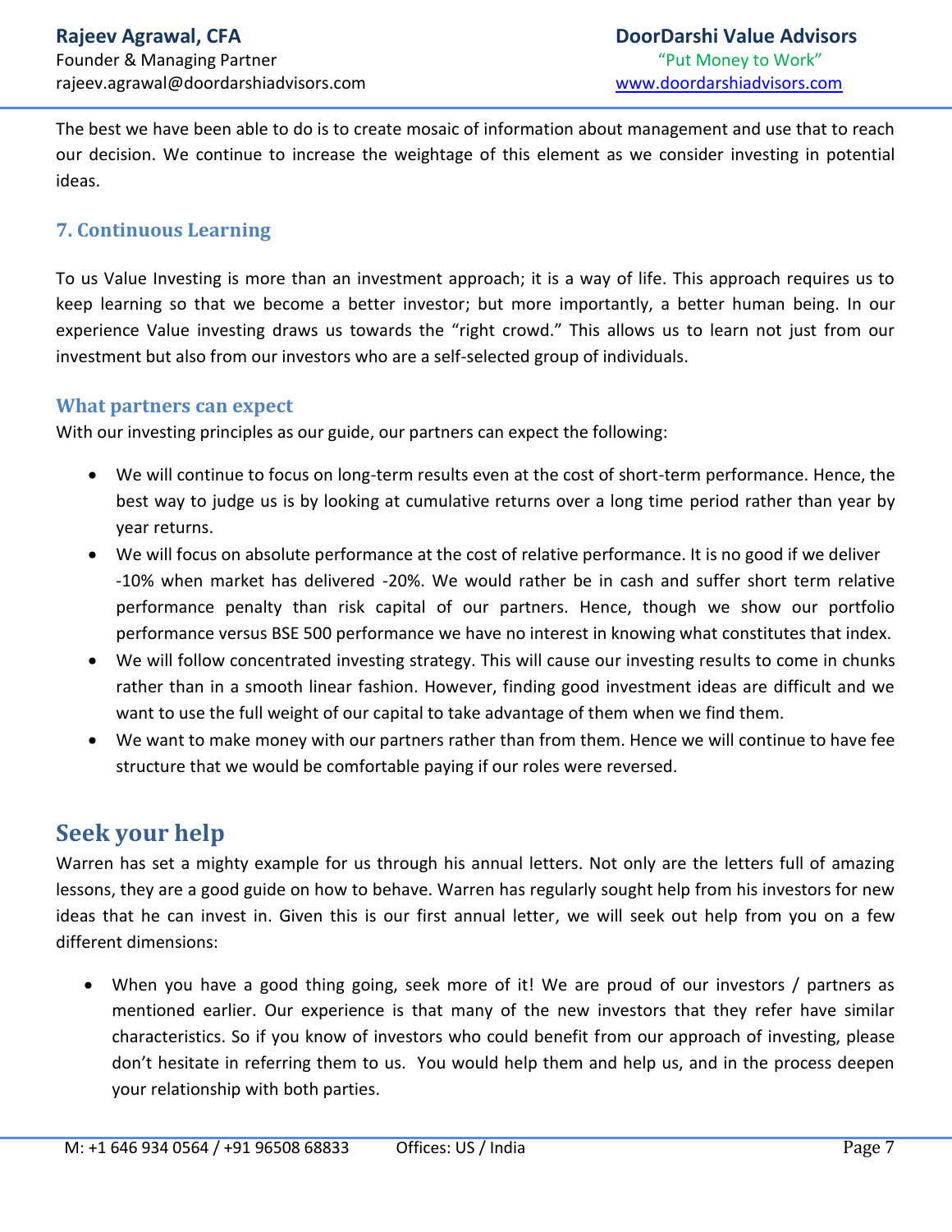The best we have been able to do is to create mosaic of information about management and use that to reach our decision. We continue to increase the weightage of this element as we consider investing in potential ideas.

### 7. Continuous Learning

To us Value Investing is more than an investment approach; it is a way of life. This approach requires us to keep learning so that we become a better investor; but more importantly, a better human being. In our experience Value investing draws us towards the "right crowd." This allows us to learn not just from our investment but also from our investors who are a self-selected group of individuals.

### What partners can expect

With our investing principles as our guide, our partners can expect the following:

- We will continue to focus on long-term results even at the cost of short-term performance. Hence, the best way to judge us is by looking at cumulative returns over a long time period rather than year by year returns.
- We will focus on absolute performance at the cost of relative performance. It is no good if we deliver -10% when market has delivered -20%. We would rather be in cash and suffer short term relative performance penalty than risk capital of our partners. Hence, though we show our portfolio performance versus BSE 500 performance we have no interest in knowing what constitutes that index.
- We will follow concentrated investing strategy. This will cause our investing results to come in chunks rather than in a smooth linear fashion. However, finding good investment ideas are difficult and we want to use the full weight of our capital to take advantage of them when we find them.
- We want to make money with our partners rather than from them. Hence we will continue to have fee structure that we would be comfortable paying if our roles were reversed.

## Seek your help

Warren has set a mighty example for us through his annual letters. Not only are the letters full of amazing lessons, they are a good guide on how to behave. Warren has regularly sought help from his investors for new ideas that he can invest in. Given this is our first annual letter, we will seek out help from you on a few different dimensions:

- When you have a good thing going, seek more of it! We are proud of our investors / partners as mentioned earlier. Our experience is that many of the new investors that they refer have similar characteristics. So if you know of investors who could benefit from our approach of investing, please don't hesitate in referring them to us. You would help them and help us, and in the process deepen your relationship with both parties.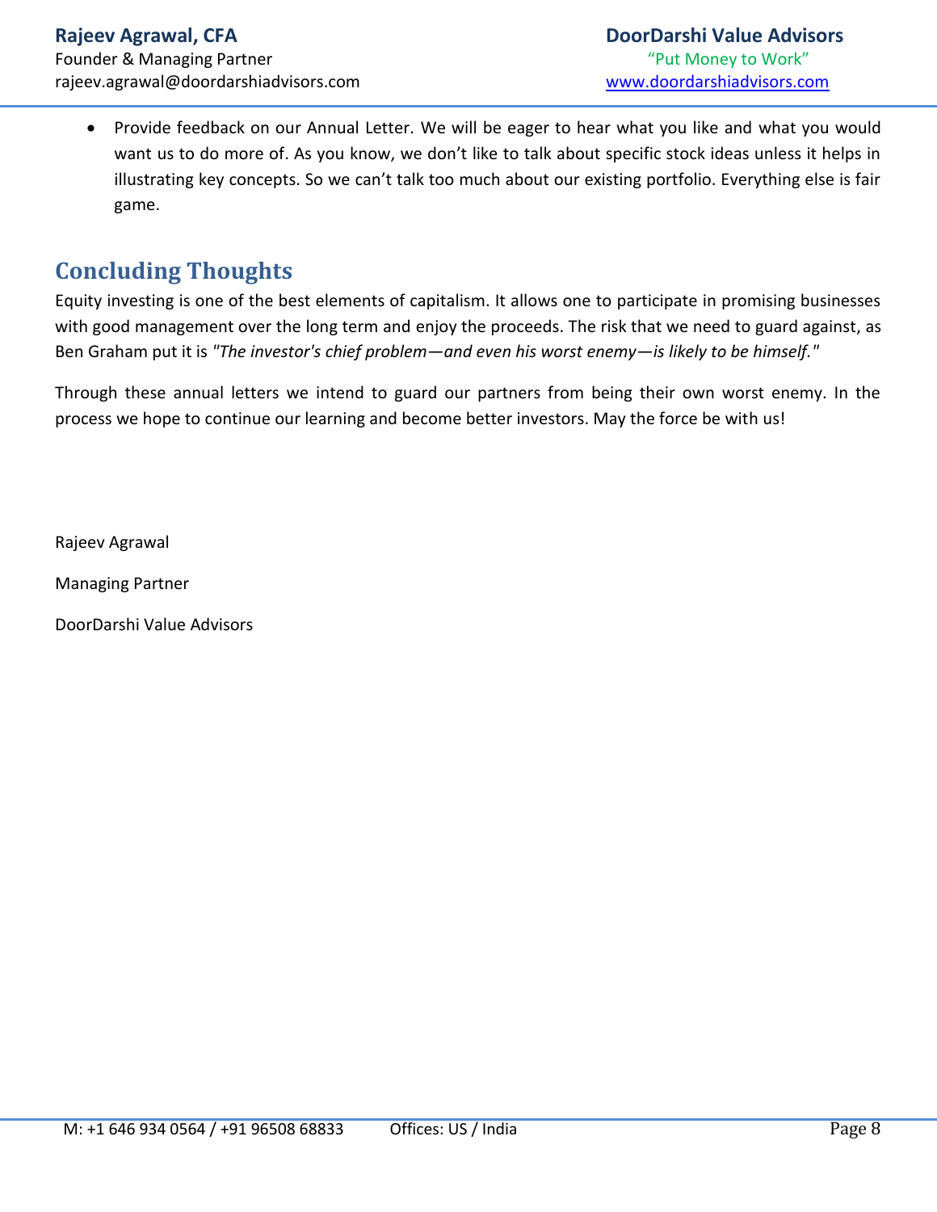- Provide feedback on our Annual Letter. We will be eager to hear what you like and what you would want us to do more of. As you know, we don't like to talk about specific stock ideas unless it helps in illustrating key concepts. So we can't talk too much about our existing portfolio. Everything else is fair game.

## Concluding Thoughts

Equity investing is one of the best elements of capitalism. It allows one to participate in promising businesses with good management over the long term and enjoy the proceeds. The risk that we need to guard against, as Ben Graham put it is *"The investor's chief problem—and even his worst enemy—is likely to be himself."*

Through these annual letters we intend to guard our partners from being their own worst enemy. In the process we hope to continue our learning and become better investors. May the force be with us!

Rajeev Agrawal

Managing Partner

DoorDarshi Value Advisors